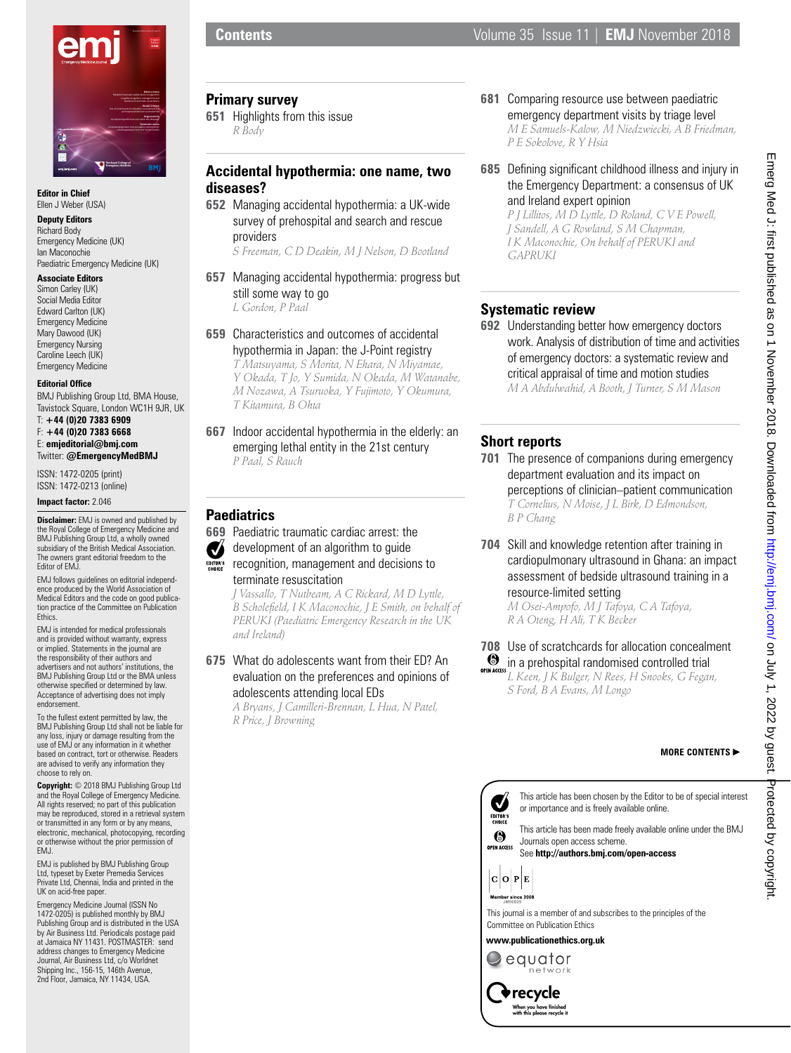# Contents

**Editor in Chief**
Ellen J Weber (USA)

**Deputy Editors**
Richard Body
Emergency Medicine (UK)
Ian Maconochie
Paediatric Emergency Medicine (UK)

**Associate Editors**
Simon Carley (UK)
Social Media Editor
Edward Carlton (UK)
Emergency Medicine
Mary Dawood (UK)
Emergency Nursing
Caroline Leech (UK)
Emergency Medicine

**Editorial Office**
BMJ Publishing Group Ltd, BMA House, Tavistock Square, London WC1H 9JR, UK
T: **+44 (0)20 7383 6909**
F: **+44 (0)20 7383 6668**
E: **emjeditorial@bmj.com**
Twitter: **@EmergencyMedBMJ**

ISSN: 1472-0205 (print)
ISSN: 1472-0213 (online)

**Impact factor:** 2.046

**Disclaimer:** EMJ is owned and published by the Royal College of Emergency Medicine and BMJ Publishing Group Ltd, a wholly owned subsidiary of the British Medical Association. The owners grant editorial freedom to the Editor of EMJ.

EMJ follows guidelines on editorial independence produced by the World Association of Medical Editors and the code on good publication practice of the Committee on Publication Ethics.

EMJ is intended for medical professionals and is provided without warranty, express or implied. Statements in the journal are the responsibility of their authors and advertisers and not authors' institutions, the BMJ Publishing Group Ltd or the BMA unless otherwise specified or determined by law. Acceptance of advertising does not imply endorsement.

To the fullest extent permitted by law, the BMJ Publishing Group Ltd shall not be liable for any loss, injury or damage resulting from the use of EMJ or any information in it whether based on contract, tort or otherwise. Readers are advised to verify any information they choose to rely on.

**Copyright:** © 2018 BMJ Publishing Group Ltd and the Royal College of Emergency Medicine. All rights reserved; no part of this publication may be reproduced, stored in a retrieval system or transmitted in any form or by any means, electronic, mechanical, photocopying, recording or otherwise without the prior permission of EMJ.

EMJ is published by BMJ Publishing Group Ltd, typeset by Exeter Premedia Services Private Ltd, Chennai, India and printed in the UK on acid-free paper.

Emergency Medicine Journal (ISSN No 1472-0205) is published monthly by BMJ Publishing Group and is distributed in the USA by Air Business Ltd. Periodicals postage paid at Jamaica NY 11431. POSTMASTER: send address changes to Emergency Medicine Journal, Air Business Ltd, c/o Worldnet Shipping Inc., 156-15, 146th Avenue, 2nd Floor, Jamaica, NY 11434, USA.

## Primary survey

**651** Highlights from this issue
*R Body*

## Accidental hypothermia: one name, two diseases?

**652** Managing accidental hypothermia: a UK-wide survey of prehospital and search and rescue providers
*S Freeman, C D Deakin, M J Nelson, D Bootland*

**657** Managing accidental hypothermia: progress but still some way to go
*L Gordon, P Paal*

**659** Characteristics and outcomes of accidental hypothermia in Japan: the J-Point registry
*T Matsuyama, S Morita, N Ehara, N Miyamae, Y Okada, T Jo, Y Sumida, N Okada, M Watanabe, M Nozawa, A Tsuruoka, Y Fujimoto, Y Okumura, T Kitamura, B Ohta*

**667** Indoor accidental hypothermia in the elderly: an emerging lethal entity in the 21st century
*P Paal, S Rauch*

## Paediatrics

**669** Paediatric traumatic cardiac arrest: the development of an algorithm to guide recognition, management and decisions to terminate resuscitation (EDITOR'S CHOICE)
*J Vassallo, T Nutbeam, A C Rickard, M D Lyttle, B Scholefield, I K Maconochie, J E Smith, on behalf of PERUKI (Paediatric Emergency Research in the UK and Ireland)*

**675** What do adolescents want from their ED? An evaluation on the preferences and opinions of adolescents attending local EDs
*A Bryans, J Camilleri-Brennan, L Hua, N Patel, R Price, J Browning*

**681** Comparing resource use between paediatric emergency department visits by triage level
*M E Samuels-Kalow, M Niedzwiecki, A B Friedman, P E Sokolove, R Y Hsia*

**685** Defining significant childhood illness and injury in the Emergency Department: a consensus of UK and Ireland expert opinion
*P J Lillitos, M D Lyttle, D Roland, C V E Powell, J Sandell, A G Rowland, S M Chapman, I K Maconochie, On behalf of PERUKI and GAPRUKI*

## Systematic review

**692** Understanding better how emergency doctors work. Analysis of distribution of time and activities of emergency doctors: a systematic review and critical appraisal of time and motion studies
*M A Abdulwahid, A Booth, J Turner, S M Mason*

## Short reports

**701** The presence of companions during emergency department evaluation and its impact on perceptions of clinician–patient communication
*T Cornelius, N Moise, J L Birk, D Edmondson, B P Chang*

**704** Skill and knowledge retention after training in cardiopulmonary ultrasound in Ghana: an impact assessment of bedside ultrasound training in a resource-limited setting
*M Osei-Ampofo, M J Tafoya, C A Tafoya, R A Oteng, H Ali, T K Becker*

**708** Use of scratchcards for allocation concealment in a prehospital randomised controlled trial (OPEN ACCESS)
*L Keen, J K Bulger, N Rees, H Snooks, G Fegan, S Ford, B A Evans, M Longo*

**MORE CONTENTS ►**

EDITOR'S CHOICE: This article has been chosen by the Editor to be of special interest or importance and is freely available online.

OPEN ACCESS: This article has been made freely available online under the BMJ Journals open access scheme.
See **http://authors.bmj.com/open-access**

COPE Member since 2008 JM00025

This journal is a member of and subscribes to the principles of the Committee on Publication Ethics

**www.publicationethics.org.uk**

equator network

recycle — When you have finished with this please recycle it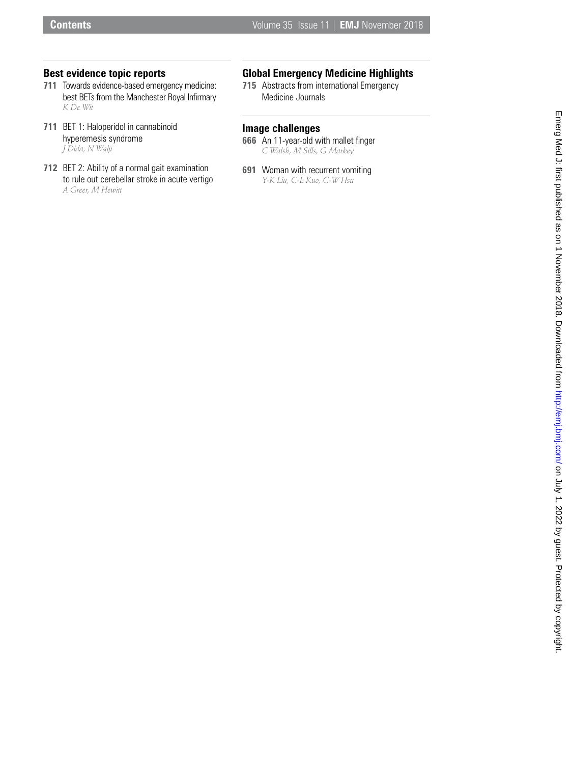## Best evidence topic reports

**711** Towards evidence-based emergency medicine: best BETs from the Manchester Royal Infirmary
*K De Wit*

**711** BET 1: Haloperidol in cannabinoid hyperemesis syndrome
*J Dida, N Walji*

**712** BET 2: Ability of a normal gait examination to rule out cerebellar stroke in acute vertigo
*A Greer, M Hewitt*

## Global Emergency Medicine Highlights

**715** Abstracts from international Emergency Medicine Journals

## Image challenges

**666** An 11-year-old with mallet finger
*C Walsh, M Sills, G Markey*

**691** Woman with recurrent vomiting
*Y-K Liu, C-L Kuo, C-W Hsu*